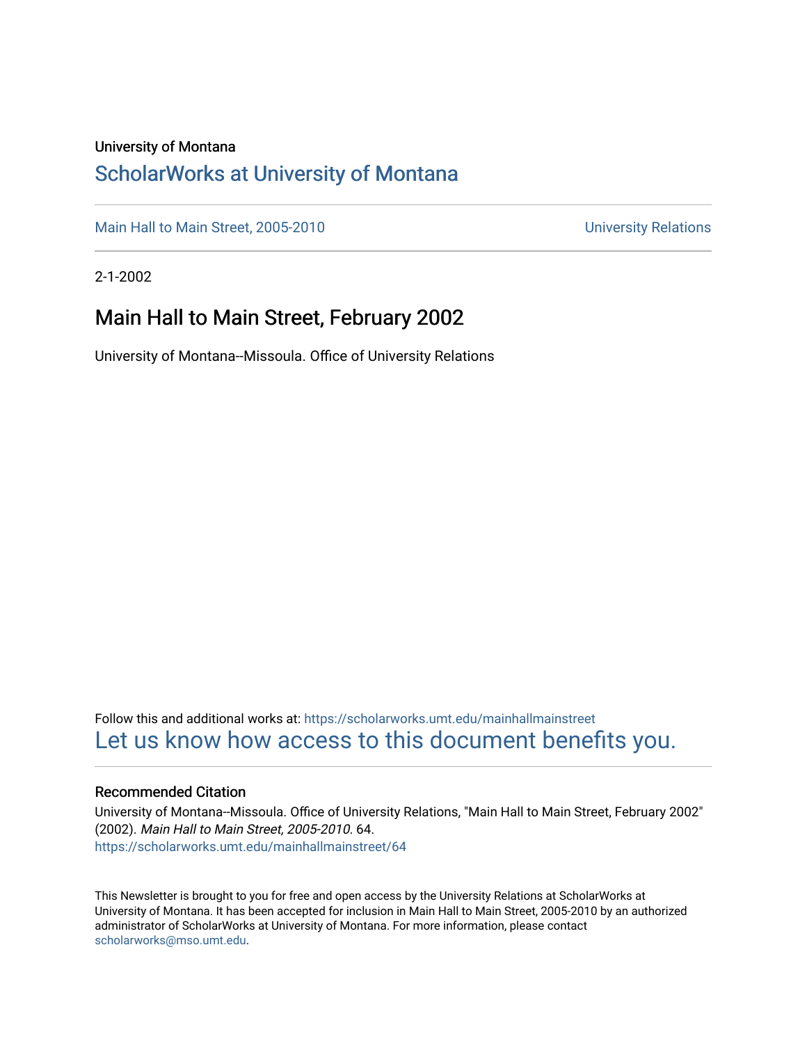University of Montana

# ScholarWorks at University of Montana

Main Hall to Main Street, 2005-2010 University Relations

2-1-2002

## Main Hall to Main Street, February 2002

University of Montana--Missoula. Office of University Relations

Follow this and additional works at: https://scholarworks.umt.edu/mainhallmainstreet

Let us know how access to this document benefits you.

### Recommended Citation

University of Montana--Missoula. Office of University Relations, "Main Hall to Main Street, February 2002" (2002). *Main Hall to Main Street, 2005-2010*. 64.
https://scholarworks.umt.edu/mainhallmainstreet/64

This Newsletter is brought to you for free and open access by the University Relations at ScholarWorks at University of Montana. It has been accepted for inclusion in Main Hall to Main Street, 2005-2010 by an authorized administrator of ScholarWorks at University of Montana. For more information, please contact scholarworks@mso.umt.edu.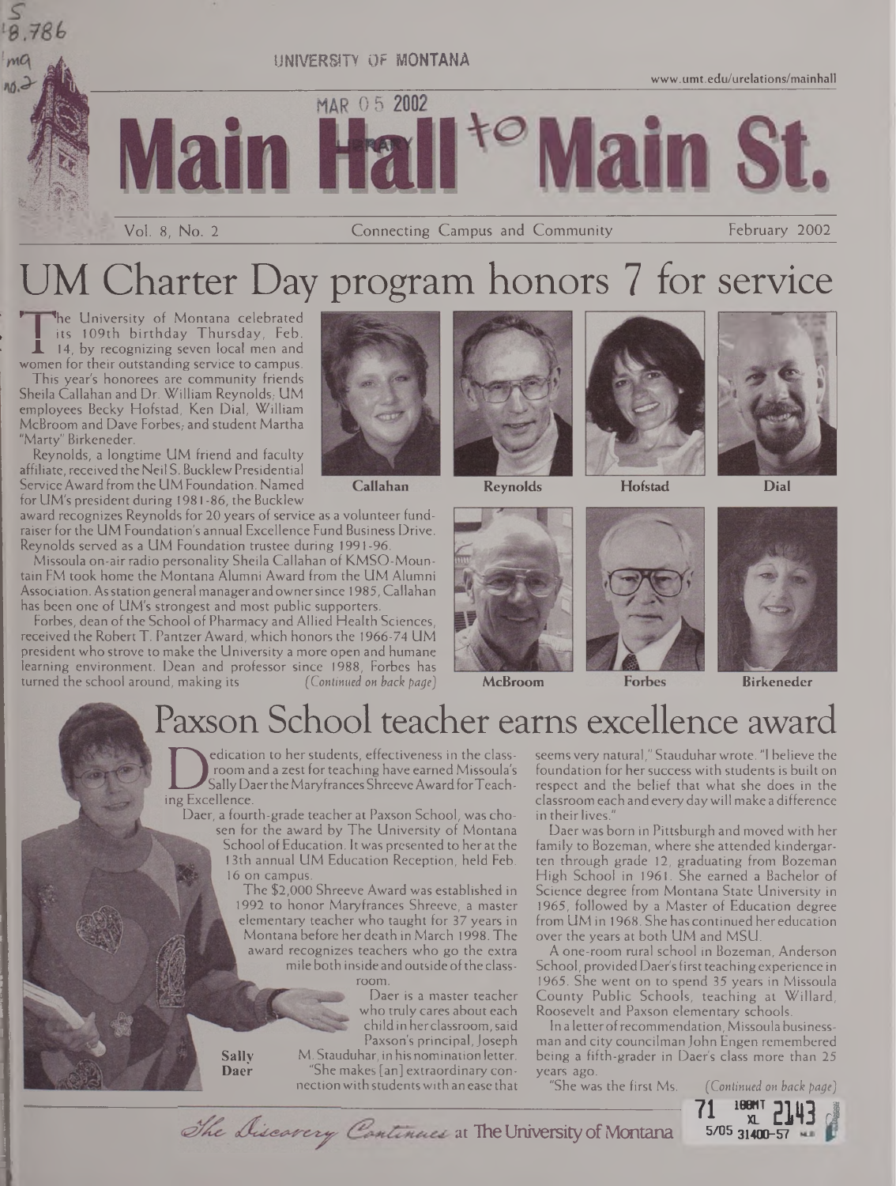UNIVERSITY OF MONTANA

www.umt.edu/urelations/mainhall

# Main Hall to Main St.

Vol. 8, No. 2 — Connecting Campus and Community — February 2002

# UM Charter Day program honors 7 for service

The University of Montana celebrated its 109th birthday Thursday, Feb. 14, by recognizing seven local men and women for their outstanding service to campus.

This year's honorees are community friends Sheila Callahan and Dr. William Reynolds; UM employees Becky Hofstad, Ken Dial, William McBroom and Dave Forbes; and student Martha "Marty" Birkeneder.

Reynolds, a longtime UM friend and faculty affiliate, received the Neil S. Bucklew Presidential Service Award from the UM Foundation. Named for UM's president during 1981-86, the Bucklew award recognizes Reynolds for 20 years of service as a volunteer fundraiser for the UM Foundation's annual Excellence Fund Business Drive. Reynolds served as a UM Foundation trustee during 1991-96.

Missoula on-air radio personality Sheila Callahan of KMSO-Mountain FM took home the Montana Alumni Award from the UM Alumni Association. As station general manager and owner since 1985, Callahan has been one of UM's strongest and most public supporters.

Forbes, dean of the School of Pharmacy and Allied Health Sciences, received the Robert T. Pantzer Award, which honors the 1966-74 UM president who strove to make the University a more open and humane learning environment. Dean and professor since 1988, Forbes has turned the school around, making its *(Continued on back page)*

Callahan — Reynolds — Hofstad — Dial

McBroom — Forbes — Birkeneder

# Paxson School teacher earns excellence award

Dedication to her students, effectiveness in the classroom and a zest for teaching have earned Missoula's Sally Daer the Maryfrances Shreeve Award for Teaching Excellence.

Daer, a fourth-grade teacher at Paxson School, was chosen for the award by The University of Montana School of Education. It was presented to her at the 13th annual UM Education Reception, held Feb. 16 on campus.

The $2,000 Shreeve Award was established in 1992 to honor Maryfrances Shreeve, a master elementary teacher who taught for 37 years in Montana before her death in March 1998. The award recognizes teachers who go the extra mile both inside and outside of the classroom.

Daer is a master teacher who truly cares about each child in her classroom, said Paxson's principal, Joseph M. Stauduhar, in his nomination letter. "She makes [an] extraordinary connection with students with an ease that seems very natural," Stauduhar wrote. "I believe the foundation for her success with students is built on respect and the belief that what she does in the classroom each and every day will make a difference in their lives."

Sally Daer

Daer was born in Pittsburgh and moved with her family to Bozeman, where she attended kindergarten through grade 12, graduating from Bozeman High School in 1961. She earned a Bachelor of Science degree from Montana State University in 1965, followed by a Master of Education degree from UM in 1968. She has continued her education over the years at both UM and MSU.

A one-room rural school in Bozeman, Anderson School, provided Daer's first teaching experience in 1965. She went on to spend 35 years in Missoula County Public Schools, teaching at Willard, Roosevelt and Paxson elementary schools.

In a letter of recommendation, Missoula businessman and city councilman John Engen remembered being a fifth-grader in Daer's class more than 25 years ago.

"She was the first Ms. *(Continued on back page)*

*The Discovery Continues* at The University of Montana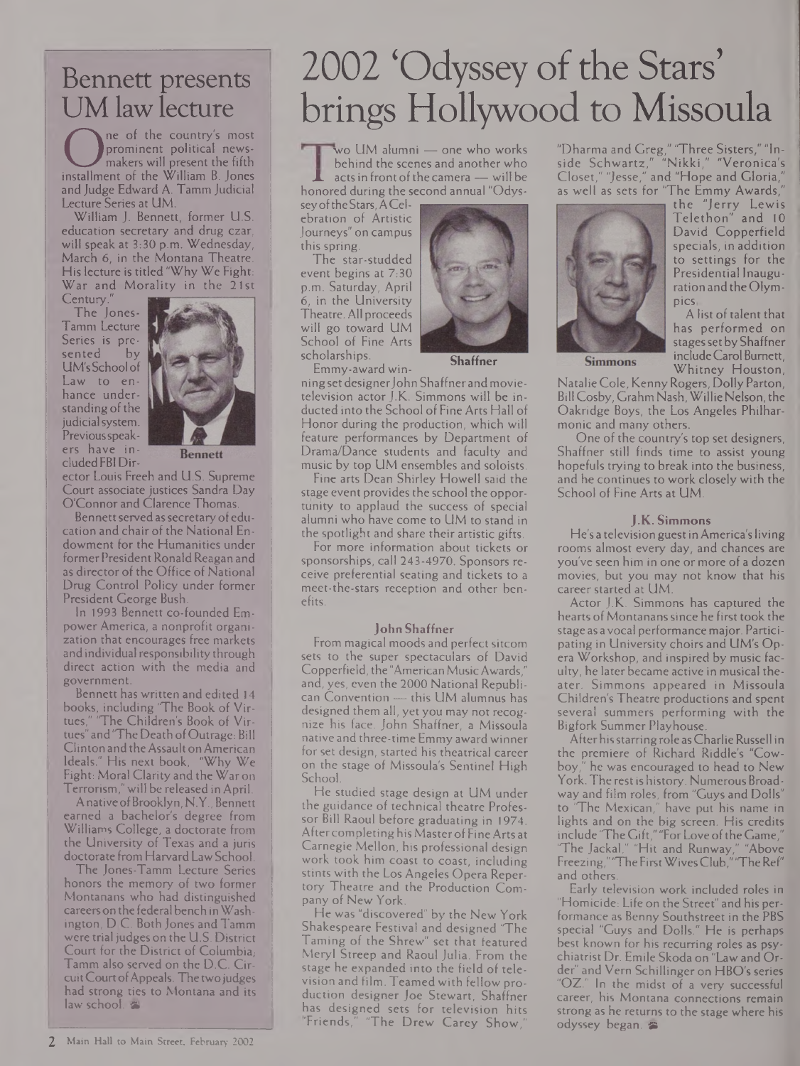## Bennett presents UM law lecture

One of the country's most prominent political newsmakers will present the fifth installment of the William B. Jones and Judge Edward A. Tamm Judicial Lecture Series at UM.

William J. Bennett, former U.S. education secretary and drug czar, will speak at 3:30 p.m. Wednesday, March 6, in the Montana Theatre. His lecture is titled "Why We Fight: War and Morality in the 21st Century."

The Jones-Tamm Lecture Series is presented by UM's School of Law to enhance understanding of the judicial system. Previous speakers have included FBI Director Louis Freeh and U.S. Supreme Court associate justices Sandra Day O'Connor and Clarence Thomas.

Bennett

Bennett served as secretary of education and chair of the National Endowment for the Humanities under former President Ronald Reagan and as director of the Office of National Drug Control Policy under former President George Bush.

In 1993 Bennett co-founded Empower America, a nonprofit organization that encourages free markets and individual responsibility through direct action with the media and government.

Bennett has written and edited 14 books, including "The Book of Virtues," "The Children's Book of Virtues" and "The Death of Outrage: Bill Clinton and the Assault on American Ideals." His next book, "Why We Fight: Moral Clarity and the War on Terrorism," will be released in April.

A native of Brooklyn, N.Y., Bennett earned a bachelor's degree from Williams College, a doctorate from the University of Texas and a juris doctorate from Harvard Law School.

The Jones-Tamm Lecture Series honors the memory of two former Montanans who had distinguished careers on the federal bench in Washington, D.C. Both Jones and Tamm were trial judges on the U.S. District Court for the District of Columbia; Tamm also served on the D.C. Circuit Court of Appeals. The two judges had strong ties to Montana and its law school.

# 2002 'Odyssey of the Stars' brings Hollywood to Missoula

Two UM alumni — one who works behind the scenes and another who acts in front of the camera — will be honored during the second annual "Odyssey of the Stars, A Celebration of Artistic Journeys" on campus this spring.

The star-studded event begins at 7:30 p.m. Saturday, April 6, in the University Theatre. All proceeds will go toward UM School of Fine Arts scholarships.

Shaffner

Emmy-award winning set designer John Shaffner and movie-television actor J.K. Simmons will be inducted into the School of Fine Arts Hall of Honor during the production, which will feature performances by Department of Drama/Dance students and faculty and music by top UM ensembles and soloists.

Fine arts Dean Shirley Howell said the stage event provides the school the opportunity to applaud the success of special alumni who have come to UM to stand in the spotlight and share their artistic gifts.

For more information about tickets or sponsorships, call 243-4970. Sponsors receive preferential seating and tickets to a meet-the-stars reception and other benefits.

### John Shaffner

From magical moods and perfect sitcom sets to the super spectaculars of David Copperfield, the "American Music Awards," and, yes, even the 2000 National Republican Convention — this UM alumnus has designed them all, yet you may not recognize his face. John Shaffner, a Missoula native and three-time Emmy award winner for set design, started his theatrical career on the stage of Missoula's Sentinel High School.

He studied stage design at UM under the guidance of technical theatre Professor Bill Raoul before graduating in 1974. After completing his Master of Fine Arts at Carnegie Mellon, his professional design work took him coast to coast, including stints with the Los Angeles Opera Repertory Theatre and the Production Company of New York.

He was "discovered" by the New York Shakespeare Festival and designed "The Taming of the Shrew" set that featured Meryl Streep and Raoul Julia. From the stage he expanded into the field of television and film. Teamed with fellow production designer Joe Stewart, Shaffner has designed sets for television hits "Friends," "The Drew Carey Show," "Dharma and Greg," "Three Sisters," "Inside Schwartz," "Nikki," "Veronica's Closet," "Jesse," and "Hope and Gloria," as well as sets for "The Emmy Awards," the "Jerry Lewis Telethon" and 10 David Copperfield specials, in addition to settings for the Presidential Inauguration and the Olympics.

Simmons

A list of talent that has performed on stages set by Shaffner include Carol Burnett, Whitney Houston, Natalie Cole, Kenny Rogers, Dolly Parton, Bill Cosby, Grahm Nash, Willie Nelson, the Oakridge Boys, the Los Angeles Philharmonic and many others.

One of the country's top set designers, Shaffner still finds time to assist young hopefuls trying to break into the business, and he continues to work closely with the School of Fine Arts at UM.

### J.K. Simmons

He's a television guest in America's living rooms almost every day, and chances are you've seen him in one or more of a dozen movies, but you may not know that his career started at UM.

Actor J.K. Simmons has captured the hearts of Montanans since he first took the stage as a vocal performance major. Participating in University choirs and UM's Opera Workshop, and inspired by music faculty, he later became active in musical theater. Simmons appeared in Missoula Children's Theatre productions and spent several summers performing with the Bigfork Summer Playhouse.

After his starring role as Charlie Russell in the premiere of Richard Riddle's "Cowboy," he was encouraged to head to New York. The rest is history. Numerous Broadway and film roles, from "Guys and Dolls" to "The Mexican," have put his name in lights and on the big screen. His credits include "The Gift," "For Love of the Game," "The Jackal," "Hit and Runway," "Above Freezing," "The First Wives Club," "The Ref" and others.

Early television work included roles in "Homicide: Life on the Street" and his performance as Benny Southstreet in the PBS special "Guys and Dolls." He is perhaps best known for his recurring roles as psychiatrist Dr. Emile Skoda on "Law and Order" and Vern Schillinger on HBO's series "OZ." In the midst of a very successful career, his Montana connections remain strong as he returns to the stage where his odyssey began.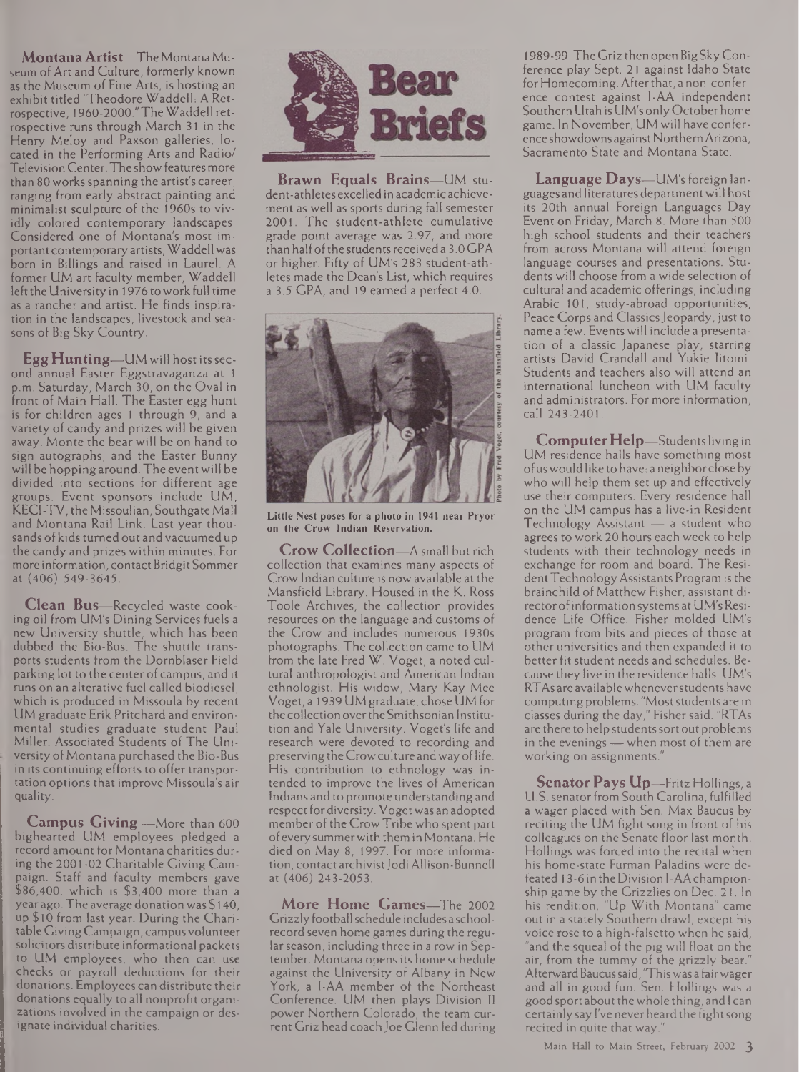# Bear Briefs

**Montana Artist**—The Montana Museum of Art and Culture, formerly known as the Museum of Fine Arts, is hosting an exhibit titled "Theodore Waddell: A Retrospective, 1960-2000." The Waddell retrospective runs through March 31 in the Henry Meloy and Paxson galleries, located in the Performing Arts and Radio/Television Center. The show features more than 80 works spanning the artist's career, ranging from early abstract painting and minimalist sculpture of the 1960s to vividly colored contemporary landscapes. Considered one of Montana's most important contemporary artists, Waddell was born in Billings and raised in Laurel. A former UM art faculty member, Waddell left the University in 1976 to work full time as a rancher and artist. He finds inspiration in the landscapes, livestock and seasons of Big Sky Country.

**Egg Hunting**—UM will host its second annual Easter Eggstravaganza at 1 p.m. Saturday, March 30, on the Oval in front of Main Hall. The Easter egg hunt is for children ages 1 through 9, and a variety of candy and prizes will be given away. Monte the bear will be on hand to sign autographs, and the Easter Bunny will be hopping around. The event will be divided into sections for different age groups. Event sponsors include UM, KECI-TV, the Missoulian, Southgate Mall and Montana Rail Link. Last year thousands of kids turned out and vacuumed up the candy and prizes within minutes. For more information, contact Bridgit Sommer at (406) 549-3645.

**Clean Bus**—Recycled waste cooking oil from UM's Dining Services fuels a new University shuttle, which has been dubbed the Bio-Bus. The shuttle transports students from the Dornblaser Field parking lot to the center of campus, and it runs on an alterative fuel called biodiesel, which is produced in Missoula by recent UM graduate Erik Pritchard and environmental studies graduate student Paul Miller. Associated Students of The University of Montana purchased the Bio-Bus in its continuing efforts to offer transportation options that improve Missoula's air quality.

**Campus Giving**—More than 600 bighearted UM employees pledged a record amount for Montana charities during the 2001-02 Charitable Giving Campaign. Staff and faculty members gave $86,400, which is $3,400 more than a year ago. The average donation was $140, up $10 from last year. During the Charitable Giving Campaign, campus volunteer solicitors distribute informational packets to UM employees, who then can use checks or payroll deductions for their donations. Employees can distribute their donations equally to all nonprofit organizations involved in the campaign or designate individual charities.

**Brawn Equals Brains**—UM student-athletes excelled in academic achievement as well as sports during fall semester 2001. The student-athlete cumulative grade-point average was 2.97, and more than half of the students received a 3.0 GPA or higher. Fifty of UM's 283 student-athletes made the Dean's List, which requires a 3.5 GPA, and 19 earned a perfect 4.0.

Photo by Fred Voget, courtesy of the Mansfield Library.

Little Nest poses for a photo in 1941 near Pryor on the Crow Indian Reservation.

**Crow Collection**—A small but rich collection that examines many aspects of Crow Indian culture is now available at the Mansfield Library. Housed in the K. Ross Toole Archives, the collection provides resources on the language and customs of the Crow and includes numerous 1930s photographs. The collection came to UM from the late Fred W. Voget, a noted cultural anthropologist and American Indian ethnologist. His widow, Mary Kay Mee Voget, a 1939 UM graduate, chose UM for the collection over the Smithsonian Institution and Yale University. Voget's life and research were devoted to recording and preserving the Crow culture and way of life. His contribution to ethnology was intended to improve the lives of American Indians and to promote understanding and respect for diversity. Voget was an adopted member of the Crow Tribe who spent part of every summer with them in Montana. He died on May 8, 1997. For more information, contact archivist Jodi Allison-Bunnell at (406) 243-2053.

**More Home Games**—The 2002 Grizzly football schedule includes a school-record seven home games during the regular season, including three in a row in September. Montana opens its home schedule against the University of Albany in New York, a I-AA member of the Northeast Conference. UM then plays Division II power Northern Colorado, the team current Griz head coach Joe Glenn led during 1989-99. The Griz then open Big Sky Conference play Sept. 21 against Idaho State for Homecoming. After that, a non-conference contest against I-AA independent Southern Utah is UM's only October home game. In November, UM will have conference showdowns against Northern Arizona, Sacramento State and Montana State.

**Language Days**—UM's foreign languages and literatures department will host its 20th annual Foreign Languages Day Event on Friday, March 8. More than 500 high school students and their teachers from across Montana will attend foreign language courses and presentations. Students will choose from a wide selection of cultural and academic offerings, including Arabic 101, study-abroad opportunities, Peace Corps and Classics Jeopardy, just to name a few. Events will include a presentation of a classic Japanese play, starring artists David Crandall and Yukie Iitomi. Students and teachers also will attend an international luncheon with UM faculty and administrators. For more information, call 243-2401.

**Computer Help**—Students living in UM residence halls have something most of us would like to have: a neighbor close by who will help them set up and effectively use their computers. Every residence hall on the UM campus has a live-in Resident Technology Assistant — a student who agrees to work 20 hours each week to help students with their technology needs in exchange for room and board. The Resident Technology Assistants Program is the brainchild of Matthew Fisher, assistant director of information systems at UM's Residence Life Office. Fisher molded UM's program from bits and pieces of those at other universities and then expanded it to better fit student needs and schedules. Because they live in the residence halls, UM's RTAs are available whenever students have computing problems. "Most students are in classes during the day," Fisher said. "RTAs are there to help students sort out problems in the evenings — when most of them are working on assignments."

**Senator Pays Up**—Fritz Hollings, a U.S. senator from South Carolina, fulfilled a wager placed with Sen. Max Baucus by reciting the UM fight song in front of his colleagues on the Senate floor last month. Hollings was forced into the recital when his home-state Furman Paladins were defeated 13-6 in the Division I-AA championship game by the Grizzlies on Dec. 21. In his rendition, "Up With Montana" came out in a stately Southern drawl, except his voice rose to a high-falsetto when he said, "and the squeal of the pig will float on the air, from the tummy of the grizzly bear." Afterward Baucus said, "This was a fair wager and all in good fun. Sen. Hollings was a good sport about the whole thing, and I can certainly say I've never heard the fight song recited in quite that way."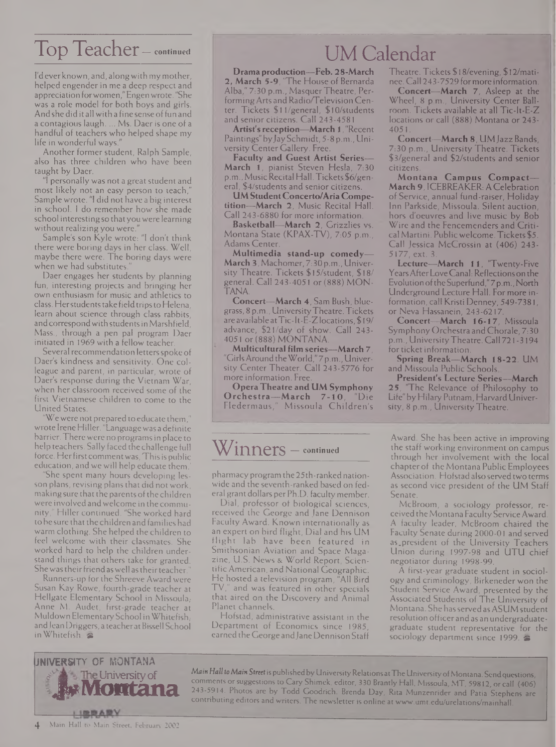## Top Teacher — continued

I'd ever known, and, along with my mother, helped engender in me a deep respect and appreciation for women," Engen wrote. "She was a role model for both boys and girls. And she did it all with a fine sense of fun and a contagious laugh. ... Ms. Daer is one of a handful of teachers who helped shape my life in wonderful ways."

Another former student, Ralph Sample, also has three children who have been taught by Daer.

"I personally was not a great student and most likely not an easy person to teach," Sample wrote. "I did not have a big interest in school. I do remember how she made school interesting so that you were learning without realizing you were."

Sample's son Kyle wrote: "I don't think there were boring days in her class. Well, maybe there were. The boring days were when we had substitutes."

Daer engages her students by planning fun, interesting projects and bringing her own enthusiasm for music and athletics to class. Her students take field trips to Helena, learn about science through class rabbits, and correspond with students in Marshfield, Mass., through a pen pal program Daer initiated in 1969 with a fellow teacher.

Several recommendation letters spoke of Daer's kindness and sensitivity. One colleague and parent, in particular, wrote of Daer's response during the Vietnam War, when her classroom received some of the first Vietnamese children to come to the United States.

"We were not prepared to educate them," wrote Irene Hiller. "Language was a definite barrier. There were no programs in place to help teachers. Sally faced the challenge full force. Her first comment was, 'This is public education, and we will help educate them.'

"She spent many hours developing lesson plans, revising plans that did not work, making sure that the parents of the children were involved and welcome in the community," Hiller continued. "She worked hard to be sure that the children and families had warm clothing. She helped the children to feel welcome with their classmates. She worked hard to help the children understand things that others take for granted. She was their friend as well as their teacher."

Runners-up for the Shreeve Award were Susan Kay Rowe, fourth-grade teacher at Hellgate Elementary School in Missoula; Anne M. Audet, first-grade teacher at Muldown Elementary School in Whitefish; and Jean Driggers, a teacher at Bissell School in Whitefish.

# UM Calendar

**Drama production—Feb. 28-March 2, March 5-9**, "The House of Bernarda Alba," 7:30 p.m., Masquer Theatre, Performing Arts and Radio/Television Center. Tickets $11/general, $10/students and senior citizens. Call 243-4581.

**Artist's reception—March 1**, "Recent Paintings" by Jay Schmidt, 5-8 p.m., University Center Gallery. Free.

**Faculty and Guest Artist Series—March 1**, pianist Steven Hesla, 7:30 p.m., Music Recital Hall. Tickets $6/general, $4/students and senior citizens.

**UM Student Concerto/Aria Competition—March 2**, Music Recital Hall. Call 243-6880 for more information.

**Basketball—March 2**, Grizzlies vs. Montana State (KPAX-TV), 7:05 p.m., Adams Center.

**Multimedia stand-up comedy—March 3**, Machomer, 7:30 p.m., University Theatre. Tickets $15/student, $18/general. Call 243-4051 or (888) MONTANA.

**Concert—March 4**, Sam Bush, bluegrass, 8 p.m., University Theatre. Tickets are available at Tic-It-E-Z locations, $19/advance, $21/day of show. Call 243-4051 or (888) MONTANA.

**Multicultural film series—March 7**, "Girls Around the World," 7 p.m., University Center Theater. Call 243-5776 for more information. Free.

**Opera Theatre and UM Symphony Orchestra—March 7-10**, "Die Fledermaus," Missoula Children's Theatre. Tickets $18/evening, $12/matinee. Call 243-7529 for more information.

**Concert—March 7**, Asleep at the Wheel, 8 p.m., University Center Ballroom. Tickets available at all Tic-It-E-Z locations or call (888) Montana or 243-4051.

**Concert—March 8**, UM Jazz Bands, 7:30 p.m., University Theatre. Tickets $3/general and $2/students and senior citizens.

**Montana Campus Compact—March 9**, ICEBREAKER: A Celebration of Service, annual fund-raiser, Holiday Inn Parkside, Missoula. Silent auction, hors d'oeuvres and live music by Bob Wire and the Fencemenders and Critical Martini. Public welcome. Tickets $5. Call Jessica McCrossin at (406) 243-5177, ext. 3.

**Lecture—March 11**, "Twenty-Five Years After Love Canal: Reflections on the Evolution of the Superfund," 7 p.m., North Underground Lecture Hall. For more information, call Kristi Denney, 549-7381, or Neva Hassanein, 243-6217.

**Concert—March 16-17**, Missoula Symphony Orchestra and Chorale, 7:30 p.m., University Theatre. Call 721-3194 for ticket information.

**Spring Break—March 18-22**, UM and Missoula Public Schools.

**President's Lecture Series—March 25**, "The Relevance of Philosophy to Life" by Hilary Putnam, Harvard University, 8 p.m., University Theatre.

## Winners — continued

pharmacy program the 25th-ranked nationwide and the seventh-ranked based on federal grant dollars per Ph.D. faculty member.

Dial, professor of biological sciences, received the George and Jane Dennison Faculty Award. Known internationally as an expert on bird flight, Dial and his UM flight lab have been featured in Smithsonian Aviation and Space Magazine, U.S. News & World Report, Scientific American, and National Geographic. He hosted a television program, "All Bird TV," and was featured in other specials that aired on the Discovery and Animal Planet channels.

Hofstad, administrative assistant in the Department of Economics since 1985, earned the George and Jane Dennison Staff Award. She has been active in improving the staff working environment on campus through her involvement with the local chapter of the Montana Public Employees Association. Hofstad also served two terms as second vice president of the UM Staff Senate.

McBroom, a sociology professor, received the Montana Faculty Service Award. A faculty leader, McBroom chaired the Faculty Senate during 2000-01 and served as president of the University Teachers Union during 1997-98 and UTU chief negotiator during 1998-99.

A first-year graduate student in sociology and criminology, Birkeneder won the Student Service Award, presented by the Associated Students of The University of Montana. She has served as ASUM student resolution officer and as an undergraduate-graduate student representative for the sociology department since 1999.

*Main Hall to Main Street* is published by University Relations at The University of Montana. Send questions, comments or suggestions to Cary Shimek, editor, 330 Brantly Hall, Missoula, MT 59812, or call (406) 243-5914. Photos are by Todd Goodrich. Brenda Day, Rita Munzenrider and Patia Stephens are contributing editors and writers. The newsletter is online at www.umt.edu/urelations/mainhall.